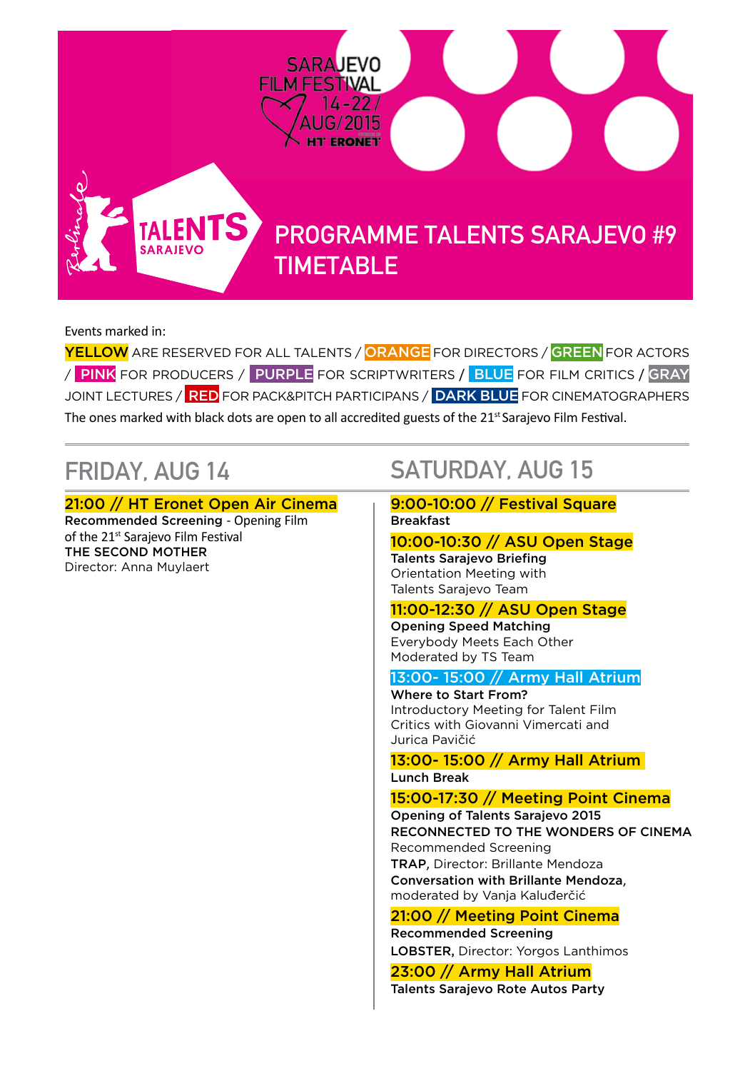SARAJEVO FILM FESTIVAL 14-22/AUG/2015 HT ERONET

TALENTS SARAJEVO

# PROGRAMME TALENTS SARAJEVO #9 TIMETABLE

Events marked in:

YELLOW ARE RESERVED FOR ALL TALENTS / ORANGE FOR DIRECTORS / GREEN FOR ACTORS / PINK FOR PRODUCERS / PURPLE FOR SCRIPTWRITERS / BLUE FOR FILM CRITICS / GRAY JOINT LECTURES / RED FOR PACK&PITCH PARTICIPANS / DARK BLUE FOR CINEMATOGRAPHERS

The ones marked with black dots are open to all accredited guests of the 21st Sarajevo Film Festival.

## FRIDAY, AUG 14

**21:00 // HT Eronet Open Air Cinema**
**Recommended Screening** - Opening Film of the 21st Sarajevo Film Festival
**THE SECOND MOTHER**
Director: Anna Muylaert

## SATURDAY, AUG 15

**9:00-10:00 // Festival Square**
**Breakfast**

**10:00-10:30 // ASU Open Stage**
**Talents Sarajevo Briefing**
Orientation Meeting with Talents Sarajevo Team

**11:00-12:30 // ASU Open Stage**
**Opening Speed Matching**
Everybody Meets Each Other
Moderated by TS Team

**13:00- 15:00 // Army Hall Atrium**
**Where to Start From?**
Introductory Meeting for Talent Film Critics with Giovanni Vimercati and Jurica Pavičić

**13:00- 15:00 // Army Hall Atrium**
**Lunch Break**

**15:00-17:30 // Meeting Point Cinema**
**Opening of Talents Sarajevo 2015**
**RECONNECTED TO THE WONDERS OF CINEMA**
Recommended Screening
**TRAP**, Director: Brillante Mendoza
**Conversation with Brillante Mendoza**, moderated by Vanja Kaluđerčić

**21:00 // Meeting Point Cinema**
**Recommended Screening**
**LOBSTER,** Director: Yorgos Lanthimos

**23:00 // Army Hall Atrium**
**Talents Sarajevo Rote Autos Party**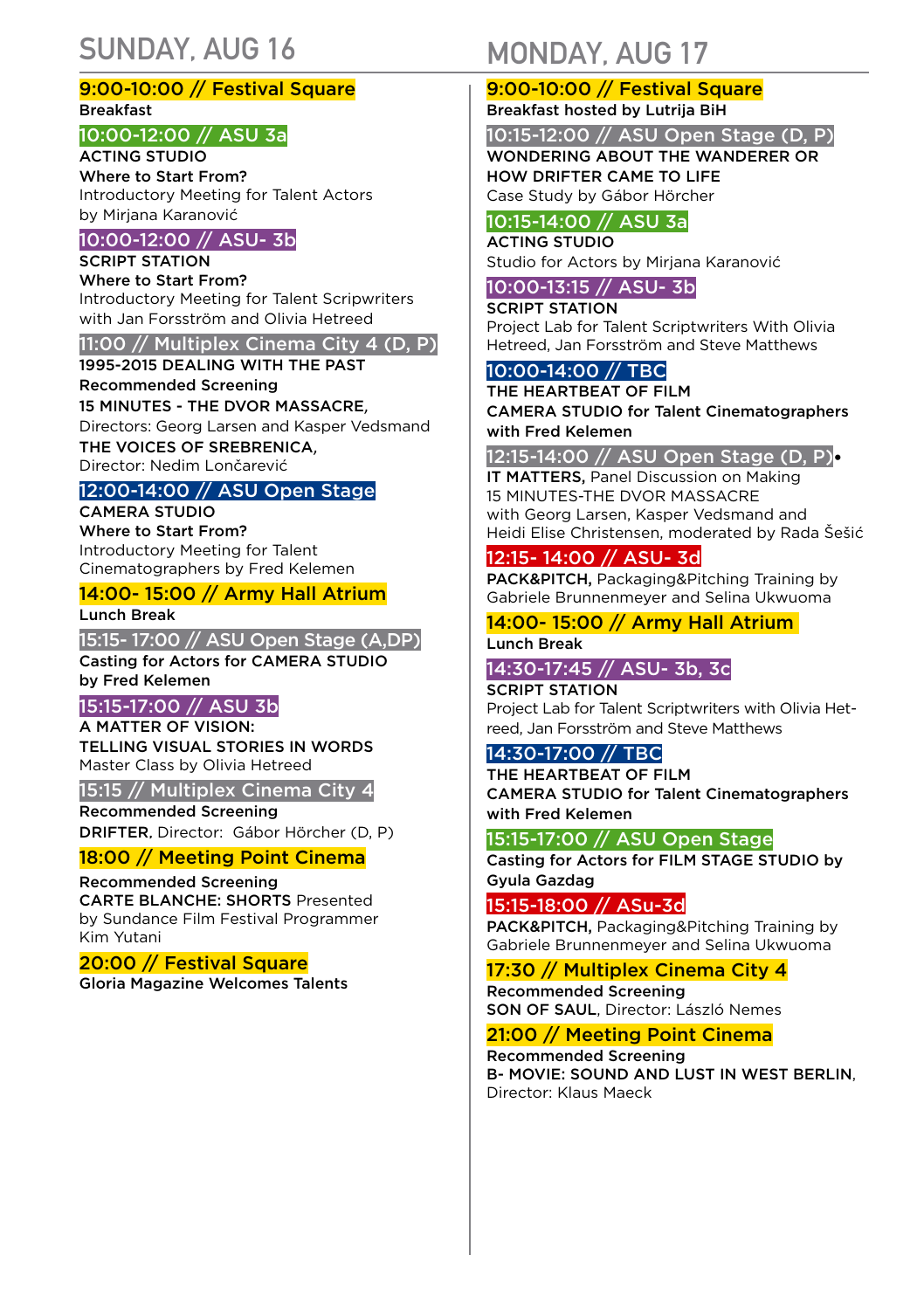## SUNDAY, AUG 16

### 9:00-10:00 // Festival Square
**Breakfast**

### 10:00-12:00 // ASU 3a
**ACTING STUDIO**
**Where to Start From?**
Introductory Meeting for Talent Actors
by Mirjana Karanović

### 10:00-12:00 // ASU- 3b
**SCRIPT STATION**
**Where to Start From?**
Introductory Meeting for Talent Scripwriters
with Jan Forsström and Olivia Hetreed

### 11:00 // Multiplex Cinema City 4 (D, P)
**1995-2015 DEALING WITH THE PAST**
**Recommended Screening**
**15 MINUTES - THE DVOR MASSACRE,**
Directors: Georg Larsen and Kasper Vedsmand
**THE VOICES OF SREBRENICA,**
Director: Nedim Lončarević

### 12:00-14:00 // ASU Open Stage
**CAMERA STUDIO**
**Where to Start From?**
Introductory Meeting for Talent
Cinematographers by Fred Kelemen

### 14:00- 15:00 // Army Hall Atrium
**Lunch Break**

### 15:15- 17:00 // ASU Open Stage (A,DP)
**Casting for Actors for CAMERA STUDIO**
**by Fred Kelemen**

### 15:15-17:00 // ASU 3b
**A MATTER OF VISION:**
**TELLING VISUAL STORIES IN WORDS**
Master Class by Olivia Hetreed

### 15:15 // Multiplex Cinema City 4
**Recommended Screening**
**DRIFTER**, Director: Gábor Hörcher (D, P)

### 18:00 // Meeting Point Cinema
**Recommended Screening**
**CARTE BLANCHE: SHORTS** Presented
by Sundance Film Festival Programmer
Kim Yutani

### 20:00 // Festival Square
**Gloria Magazine Welcomes Talents**

## MONDAY, AUG 17

### 9:00-10:00 // Festival Square
**Breakfast hosted by Lutrija BiH**

### 10:15-12:00 // ASU Open Stage (D, P)
**WONDERING ABOUT THE WANDERER OR**
**HOW DRIFTER CAME TO LIFE**
Case Study by Gábor Hörcher

### 10:15-14:00 // ASU 3a
**ACTING STUDIO**
Studio for Actors by Mirjana Karanović

### 10:00-13:15 // ASU- 3b
**SCRIPT STATION**
Project Lab for Talent Scriptwriters With Olivia
Hetreed, Jan Forsström and Steve Matthews

### 10:00-14:00 // TBC
**THE HEARTBEAT OF FILM**
**CAMERA STUDIO for Talent Cinematographers**
**with Fred Kelemen**

### 12:15-14:00 // ASU Open Stage (D, P)•
**IT MATTERS,** Panel Discussion on Making
15 MINUTES-THE DVOR MASSACRE
with Georg Larsen, Kasper Vedsmand and
Heidi Elise Christensen, moderated by Rada Šešić

### 12:15- 14:00 // ASU- 3d
**PACK&PITCH,** Packaging&Pitching Training by
Gabriele Brunnenmeyer and Selina Ukwuoma

### 14:00- 15:00 // Army Hall Atrium
**Lunch Break**

### 14:30-17:45 // ASU- 3b, 3c
**SCRIPT STATION**
Project Lab for Talent Scriptwriters with Olivia Hetreed, Jan Forsström and Steve Matthews

### 14:30-17:00 // TBC
**THE HEARTBEAT OF FILM**
**CAMERA STUDIO for Talent Cinematographers**
**with Fred Kelemen**

### 15:15-17:00 // ASU Open Stage
**Casting for Actors for FILM STAGE STUDIO by**
**Gyula Gazdag**

### 15:15-18:00 // ASu-3d
**PACK&PITCH,** Packaging&Pitching Training by
Gabriele Brunnenmeyer and Selina Ukwuoma

### 17:30 // Multiplex Cinema City 4
**Recommended Screening**
**SON OF SAUL**, Director: László Nemes

### 21:00 // Meeting Point Cinema
**Recommended Screening**
**B- MOVIE: SOUND AND LUST IN WEST BERLIN**,
Director: Klaus Maeck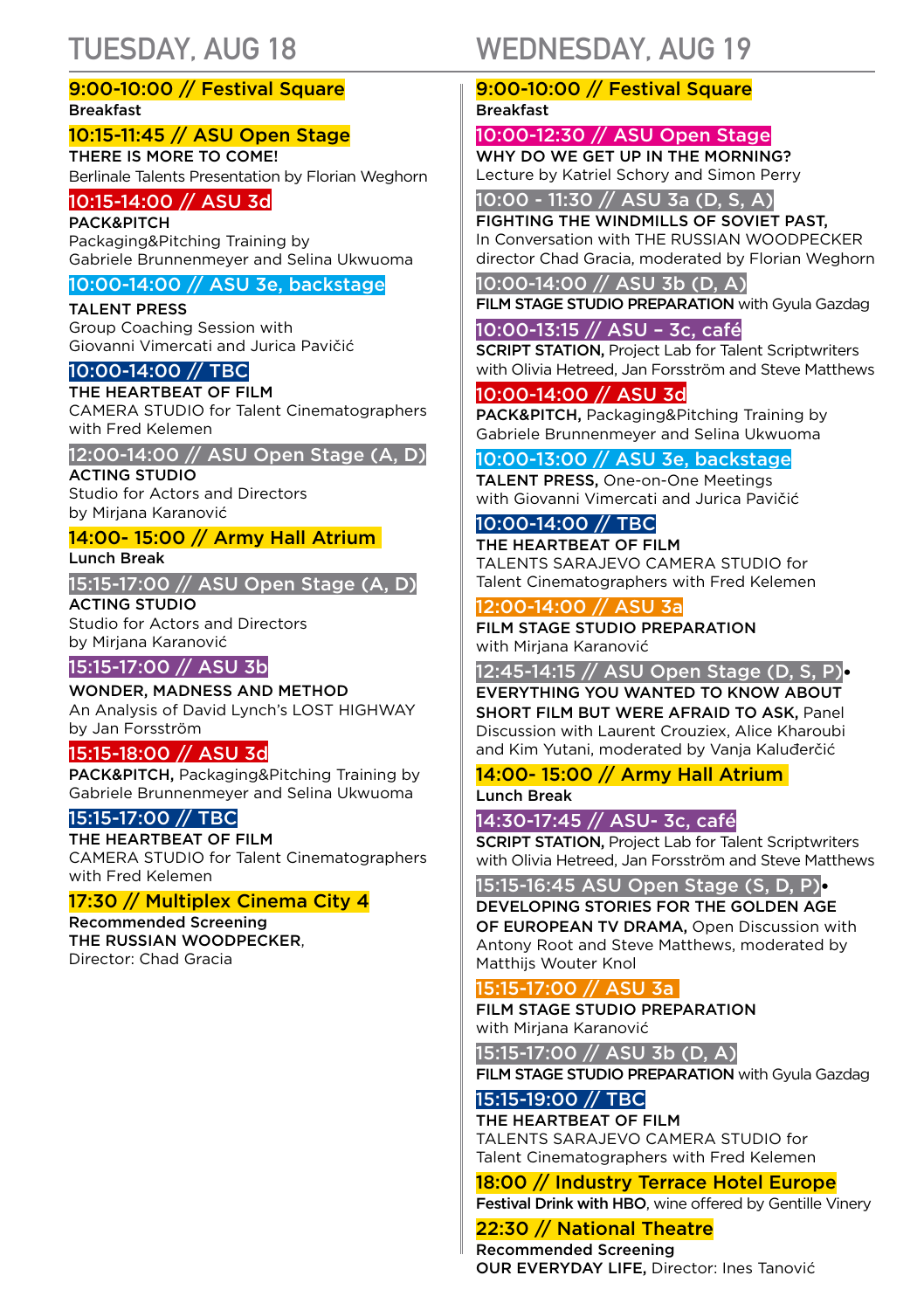# TUESDAY, AUG 18

**9:00-10:00 // Festival Square**
**Breakfast**

**10:15-11:45 // ASU Open Stage**
THERE IS MORE TO COME!
Berlinale Talents Presentation by Florian Weghorn

**10:15-14:00 // ASU 3d**
PACK&PITCH
Packaging&Pitching Training by
Gabriele Brunnenmeyer and Selina Ukwuoma

**10:00-14:00 // ASU 3e, backstage**
TALENT PRESS
Group Coaching Session with
Giovanni Vimercati and Jurica Pavičić

**10:00-14:00 // TBC**
THE HEARTBEAT OF FILM
CAMERA STUDIO for Talent Cinematographers
with Fred Kelemen

**12:00-14:00 // ASU Open Stage (A, D)**
ACTING STUDIO
Studio for Actors and Directors
by Mirjana Karanović

**14:00- 15:00 // Army Hall Atrium**
**Lunch Break**

**15:15-17:00 // ASU Open Stage (A, D)**
ACTING STUDIO
Studio for Actors and Directors
by Mirjana Karanović

**15:15-17:00 // ASU 3b**
WONDER, MADNESS AND METHOD
An Analysis of David Lynch's LOST HIGHWAY
by Jan Forsström

**15:15-18:00 // ASU 3d**
PACK&PITCH, Packaging&Pitching Training by
Gabriele Brunnenmeyer and Selina Ukwuoma

**15:15-17:00 // TBC**
THE HEARTBEAT OF FILM
CAMERA STUDIO for Talent Cinematographers
with Fred Kelemen

**17:30 // Multiplex Cinema City 4**
**Recommended Screening**
**THE RUSSIAN WOODPECKER**,
Director: Chad Gracia

# WEDNESDAY, AUG 19

**9:00-10:00 // Festival Square**
**Breakfast**

**10:00-12:30 // ASU Open Stage**
WHY DO WE GET UP IN THE MORNING?
Lecture by Katriel Schory and Simon Perry

**10:00 - 11:30 // ASU 3a (D, S, A)**
FIGHTING THE WINDMILLS OF SOVIET PAST,
In Conversation with THE RUSSIAN WOODPECKER
director Chad Gracia, moderated by Florian Weghorn

**10:00-14:00 // ASU 3b (D, A)**
**FILM STAGE STUDIO PREPARATION** with Gyula Gazdag

**10:00-13:15 // ASU – 3c, café**
SCRIPT STATION, Project Lab for Talent Scriptwriters
with Olivia Hetreed, Jan Forsström and Steve Matthews

**10:00-14:00 // ASU 3d**
PACK&PITCH, Packaging&Pitching Training by
Gabriele Brunnenmeyer and Selina Ukwuoma

**10:00-13:00 // ASU 3e, backstage**
TALENT PRESS, One-on-One Meetings
with Giovanni Vimercati and Jurica Pavičić

**10:00-14:00 // TBC**
THE HEARTBEAT OF FILM
TALENTS SARAJEVO CAMERA STUDIO for
Talent Cinematographers with Fred Kelemen

**12:00-14:00 // ASU 3a**
FILM STAGE STUDIO PREPARATION
with Mirjana Karanović

**12:45-14:15 // ASU Open Stage (D, S, P)** •
EVERYTHING YOU WANTED TO KNOW ABOUT
SHORT FILM BUT WERE AFRAID TO ASK, Panel
Discussion with Laurent Crouziex, Alice Kharoubi
and Kim Yutani, moderated by Vanja Kaluđerčić

**14:00- 15:00 // Army Hall Atrium**
**Lunch Break**

**14:30-17:45 // ASU- 3c, café**
SCRIPT STATION, Project Lab for Talent Scriptwriters
with Olivia Hetreed, Jan Forsström and Steve Matthews

**15:15-16:45 ASU Open Stage (S, D, P)** •
DEVELOPING STORIES FOR THE GOLDEN AGE
OF EUROPEAN TV DRAMA, Open Discussion with
Antony Root and Steve Matthews, moderated by
Matthijs Wouter Knol

**15:15-17:00 // ASU 3a**
FILM STAGE STUDIO PREPARATION
with Mirjana Karanović

**15:15-17:00 // ASU 3b (D, A)**
**FILM STAGE STUDIO PREPARATION** with Gyula Gazdag

**15:15-19:00 // TBC**
THE HEARTBEAT OF FILM
TALENTS SARAJEVO CAMERA STUDIO for
Talent Cinematographers with Fred Kelemen

**18:00 // Industry Terrace Hotel Europe**
**Festival Drink with HBO**, wine offered by Gentille Vinery

**22:30 // National Theatre**
**Recommended Screening**
**OUR EVERYDAY LIFE**, Director: Ines Tanović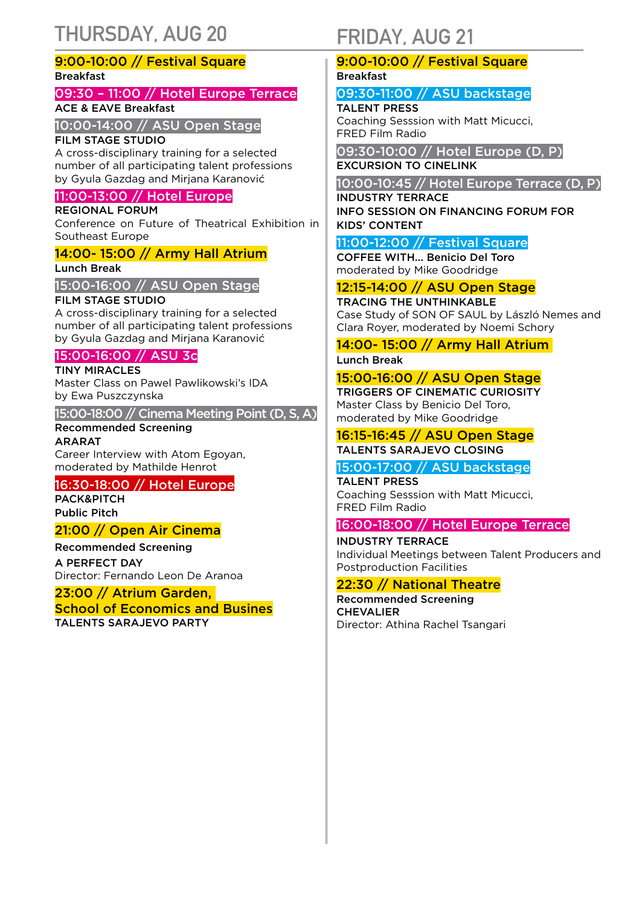## THURSDAY, AUG 20

### 9:00-10:00 // Festival Square
**Breakfast**

### 09:30 – 11:00 // Hotel Europe Terrace
**ACE & EAVE Breakfast**

### 10:00-14:00 // ASU Open Stage
**FILM STAGE STUDIO**
A cross-disciplinary training for a selected number of all participating talent professions by Gyula Gazdag and Mirjana Karanović

### 11:00-13:00 // Hotel Europe
**REGIONAL FORUM**
Conference on Future of Theatrical Exhibition in Southeast Europe

### 14:00- 15:00 // Army Hall Atrium
**Lunch Break**

### 15:00-16:00 // ASU Open Stage
**FILM STAGE STUDIO**
A cross-disciplinary training for a selected number of all participating talent professions by Gyula Gazdag and Mirjana Karanović

### 15:00-16:00 // ASU 3c
**TINY MIRACLES**
Master Class on Pawel Pawlikowski's IDA by Ewa Puszczynska

### 15:00-18:00 // Cinema Meeting Point (D, S, A)
**Recommended Screening**
**ARARAT**
Career Interview with Atom Egoyan, moderated by Mathilde Henrot

### 16:30-18:00 // Hotel Europe
**PACK&PITCH**
**Public Pitch**

### 21:00 // Open Air Cinema
**Recommended Screening**
**A PERFECT DAY**
Director: Fernando Leon De Aranoa

### 23:00 // Atrium Garden, School of Economics and Busines
**TALENTS SARAJEVO PARTY**

## FRIDAY, AUG 21

### 9:00-10:00 // Festival Square
**Breakfast**

### 09:30-11:00 // ASU backstage
**TALENT PRESS**
Coaching Sesssion with Matt Micucci, FRED Film Radio

### 09:30-10:00 // Hotel Europe (D, P)
**EXCURSION TO CINELINK**

### 10:00-10:45 // Hotel Europe Terrace (D, P)
**INDUSTRY TERRACE**
**INFO SESSION ON FINANCING FORUM FOR KIDS' CONTENT**

### 11:00-12:00 // Festival Square
**COFFEE WITH... Benicio Del Toro**
moderated by Mike Goodridge

### 12:15-14:00 // ASU Open Stage
**TRACING THE UNTHINKABLE**
Case Study of SON OF SAUL by László Nemes and Clara Royer, moderated by Noemi Schory

### 14:00- 15:00 // Army Hall Atrium
**Lunch Break**

### 15:00-16:00 // ASU Open Stage
**TRIGGERS OF CINEMATIC CURIOSITY**
Master Class by Benicio Del Toro, moderated by Mike Goodridge

### 16:15-16:45 // ASU Open Stage
**TALENTS SARAJEVO CLOSING**

### 15:00-17:00 // ASU backstage
**TALENT PRESS**
Coaching Sesssion with Matt Micucci, FRED Film Radio

### 16:00-18:00 // Hotel Europe Terrace
**INDUSTRY TERRACE**
Individual Meetings between Talent Producers and Postproduction Facilities

### 22:30 // National Theatre
**Recommended Screening**
**CHEVALIER**
Director: Athina Rachel Tsangari